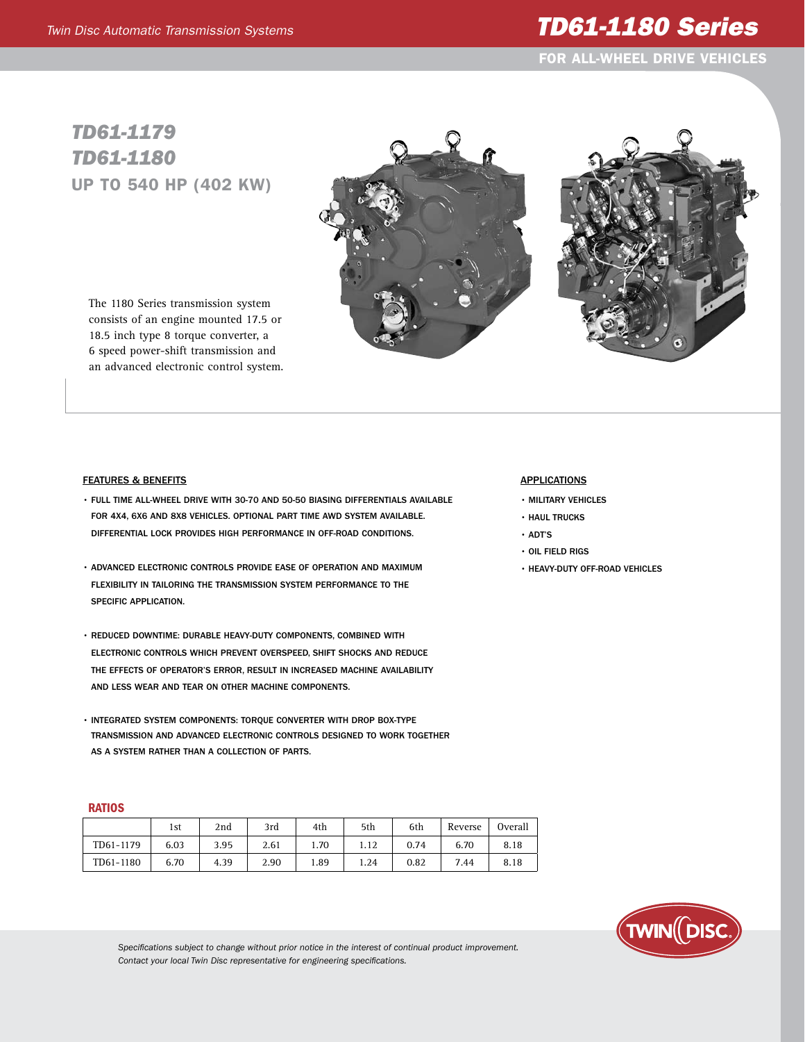Twin Disc Automatic Transmission Systems

# TD61-1180 Series

FOR ALL-WHEEL DRIVE VEHICLES

## TD61-1179
## TD61-1180
### UP TO 540 HP (402 KW)

The 1180 Series transmission system consists of an engine mounted 17.5 or 18.5 inch type 8 torque converter, a 6 speed power-shift transmission and an advanced electronic control system.

### FEATURES & BENEFITS

- FULL TIME ALL-WHEEL DRIVE WITH 30-70 AND 50-50 BIASING DIFFERENTIALS AVAILABLE FOR 4X4, 6X6 AND 8X8 VEHICLES. OPTIONAL PART TIME AWD SYSTEM AVAILABLE. DIFFERENTIAL LOCK PROVIDES HIGH PERFORMANCE IN OFF-ROAD CONDITIONS.
- ADVANCED ELECTRONIC CONTROLS PROVIDE EASE OF OPERATION AND MAXIMUM FLEXIBILITY IN TAILORING THE TRANSMISSION SYSTEM PERFORMANCE TO THE SPECIFIC APPLICATION.
- REDUCED DOWNTIME: DURABLE HEAVY-DUTY COMPONENTS, COMBINED WITH ELECTRONIC CONTROLS WHICH PREVENT OVERSPEED, SHIFT SHOCKS AND REDUCE THE EFFECTS OF OPERATOR'S ERROR, RESULT IN INCREASED MACHINE AVAILABILITY AND LESS WEAR AND TEAR ON OTHER MACHINE COMPONENTS.
- INTEGRATED SYSTEM COMPONENTS: TORQUE CONVERTER WITH DROP BOX-TYPE TRANSMISSION AND ADVANCED ELECTRONIC CONTROLS DESIGNED TO WORK TOGETHER AS A SYSTEM RATHER THAN A COLLECTION OF PARTS.

### APPLICATIONS

- MILITARY VEHICLES
- HAUL TRUCKS
- ADT'S
- OIL FIELD RIGS
- HEAVY-DUTY OFF-ROAD VEHICLES

### RATIOS

| | 1st | 2nd | 3rd | 4th | 5th | 6th | Reverse | Overall |
|---|---|---|---|---|---|---|---|---|
| TD61-1179 | 6.03 | 3.95 | 2.61 | 1.70 | 1.12 | 0.74 | 6.70 | 8.18 |
| TD61-1180 | 6.70 | 4.39 | 2.90 | 1.89 | 1.24 | 0.82 | 7.44 | 8.18 |

*Specifications subject to change without prior notice in the interest of continual product improvement.*
*Contact your local Twin Disc representative for engineering specifications.*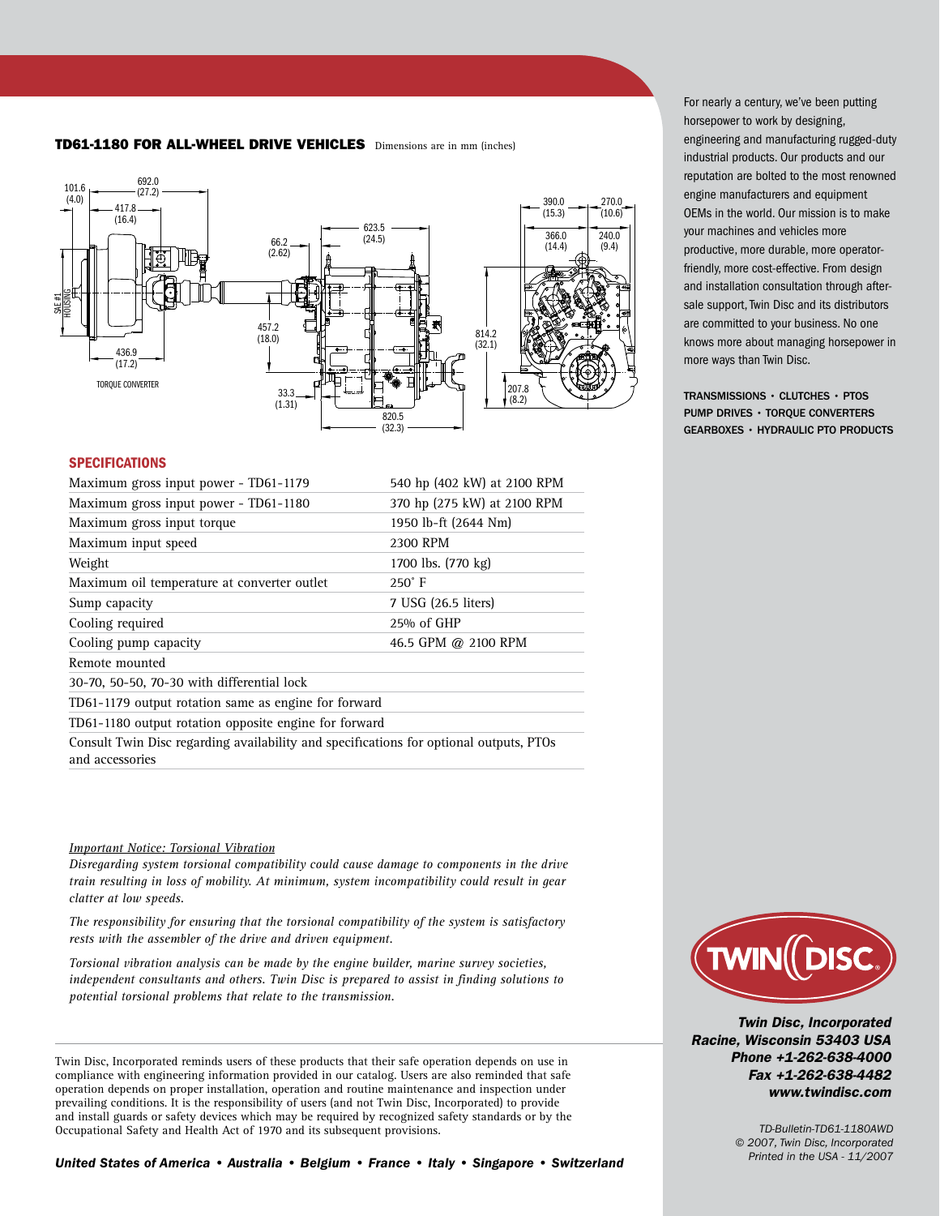## TD61-1180 FOR ALL-WHEEL DRIVE VEHICLES

Dimensions are in mm (inches)

101.6 (4.0)
692.0 (27.2)
417.8 (16.4)
66.2 (2.62)
623.5 (24.5)
390.0 (15.3)
270.0 (10.6)
366.0 (14.4)
240.0 (9.4)
SAE #1 HOUSING
457.2 (18.0)
814.2 (32.1)
436.9 (17.2)
TORQUE CONVERTER
33.3 (1.31)
820.5 (32.3)
207.8 (8.2)

## SPECIFICATIONS

| | |
|---|---|
| Maximum gross input power - TD61-1179 | 540 hp (402 kW) at 2100 RPM |
| Maximum gross input power - TD61-1180 | 370 hp (275 kW) at 2100 RPM |
| Maximum gross input torque | 1950 lb-ft (2644 Nm) |
| Maximum input speed | 2300 RPM |
| Weight | 1700 lbs. (770 kg) |
| Maximum oil temperature at converter outlet | 250˚ F |
| Sump capacity | 7 USG (26.5 liters) |
| Cooling required | 25% of GHP |
| Cooling pump capacity | 46.5 GPM @ 2100 RPM |
| Remote mounted | |
| 30-70, 50-50, 70-30 with differential lock | |
| TD61-1179 output rotation same as engine for forward | |
| TD61-1180 output rotation opposite engine for forward | |
| Consult Twin Disc regarding availability and specifications for optional outputs, PTOs and accessories | |

*<u>Important Notice: Torsional Vibration</u>*

*Disregarding system torsional compatibility could cause damage to components in the drive train resulting in loss of mobility. At minimum, system incompatibility could result in gear clatter at low speeds.*

*The responsibility for ensuring that the torsional compatibility of the system is satisfactory rests with the assembler of the drive and driven equipment.*

*Torsional vibration analysis can be made by the engine builder, marine survey societies, independent consultants and others. Twin Disc is prepared to assist in finding solutions to potential torsional problems that relate to the transmission.*

Twin Disc, Incorporated reminds users of these products that their safe operation depends on use in compliance with engineering information provided in our catalog. Users are also reminded that safe operation depends on proper installation, operation and routine maintenance and inspection under prevailing conditions. It is the responsibility of users (and not Twin Disc, Incorporated) to provide and install guards or safety devices which may be required by recognized safety standards or by the Occupational Safety and Health Act of 1970 and its subsequent provisions.

***United States of America • Australia • Belgium • France • Italy • Singapore • Switzerland***

For nearly a century, we've been putting horsepower to work by designing, engineering and manufacturing rugged-duty industrial products. Our products and our reputation are bolted to the most renowned engine manufacturers and equipment OEMs in the world. Our mission is to make your machines and vehicles more productive, more durable, more operator-friendly, more cost-effective. From design and installation consultation through after-sale support, Twin Disc and its distributors are committed to your business. No one knows more about managing horsepower in more ways than Twin Disc.

TRANSMISSIONS • CLUTCHES • PTOS
PUMP DRIVES • TORQUE CONVERTERS
GEARBOXES • HYDRAULIC PTO PRODUCTS

TWIN DISC

***Twin Disc, Incorporated***
***Racine, Wisconsin 53403 USA***
***Phone +1-262-638-4000***
***Fax +1-262-638-4482***
***www.twindisc.com***

*TD-Bulletin-TD61-1180AWD*
*© 2007, Twin Disc, Incorporated*
*Printed in the USA - 11/2007*